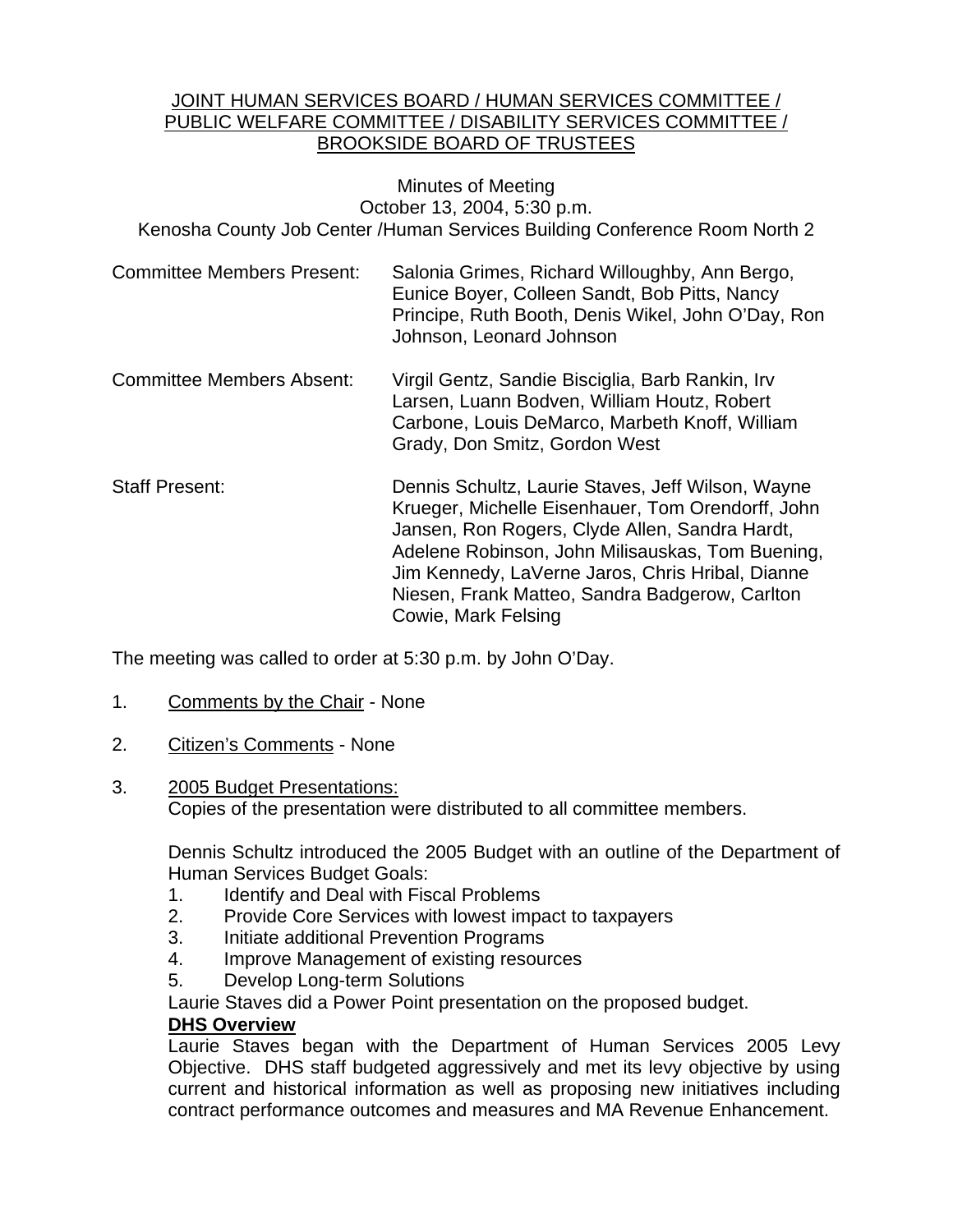JOINT HUMAN SERVICES BOARD / HUMAN SERVICES COMMITTEE / PUBLIC WELFARE COMMITTEE / DISABILITY SERVICES COMMITTEE / BROOKSIDE BOARD OF TRUSTEES

Minutes of Meeting
October 13, 2004, 5:30 p.m.
Kenosha County Job Center /Human Services Building Conference Room North 2

Committee Members Present: Salonia Grimes, Richard Willoughby, Ann Bergo, Eunice Boyer, Colleen Sandt, Bob Pitts, Nancy Principe, Ruth Booth, Denis Wikel, John O'Day, Ron Johnson, Leonard Johnson

Committee Members Absent: Virgil Gentz, Sandie Bisciglia, Barb Rankin, Irv Larsen, Luann Bodven, William Houtz, Robert Carbone, Louis DeMarco, Marbeth Knoff, William Grady, Don Smitz, Gordon West

Staff Present: Dennis Schultz, Laurie Staves, Jeff Wilson, Wayne Krueger, Michelle Eisenhauer, Tom Orendorff, John Jansen, Ron Rogers, Clyde Allen, Sandra Hardt, Adelene Robinson, John Milisauskas, Tom Buening, Jim Kennedy, LaVerne Jaros, Chris Hribal, Dianne Niesen, Frank Matteo, Sandra Badgerow, Carlton Cowie, Mark Felsing

The meeting was called to order at 5:30 p.m. by John O'Day.

1. Comments by the Chair - None

2. Citizen's Comments - None

3. 2005 Budget Presentations:
   Copies of the presentation were distributed to all committee members.

   Dennis Schultz introduced the 2005 Budget with an outline of the Department of Human Services Budget Goals:
   1. Identify and Deal with Fiscal Problems
   2. Provide Core Services with lowest impact to taxpayers
   3. Initiate additional Prevention Programs
   4. Improve Management of existing resources
   5. Develop Long-term Solutions

   Laurie Staves did a Power Point presentation on the proposed budget.

   **DHS Overview**

   Laurie Staves began with the Department of Human Services 2005 Levy Objective. DHS staff budgeted aggressively and met its levy objective by using current and historical information as well as proposing new initiatives including contract performance outcomes and measures and MA Revenue Enhancement.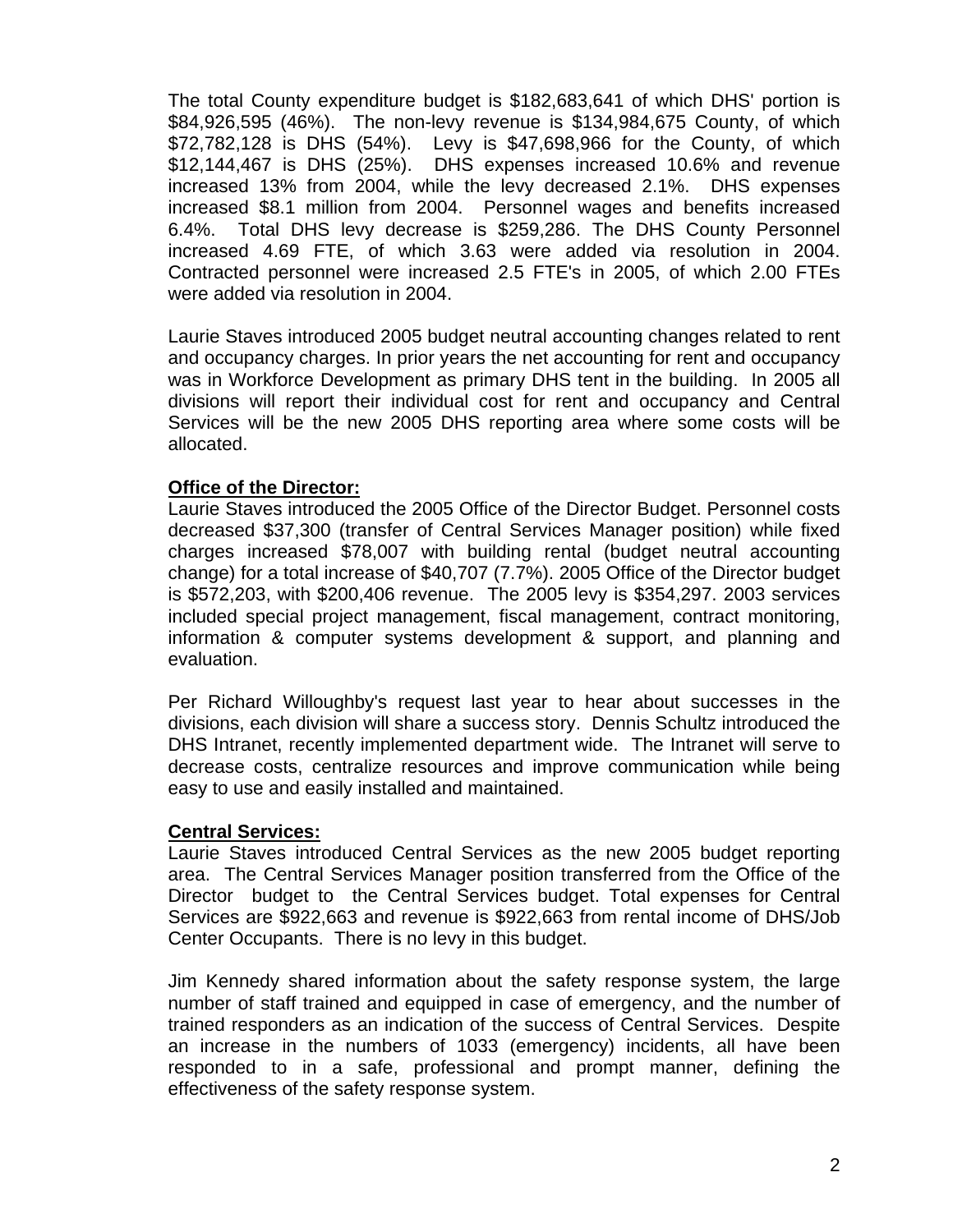The total County expenditure budget is $182,683,641 of which DHS' portion is $84,926,595 (46%). The non-levy revenue is $134,984,675 County, of which $72,782,128 is DHS (54%). Levy is $47,698,966 for the County, of which $12,144,467 is DHS (25%). DHS expenses increased 10.6% and revenue increased 13% from 2004, while the levy decreased 2.1%. DHS expenses increased $8.1 million from 2004. Personnel wages and benefits increased 6.4%. Total DHS levy decrease is $259,286. The DHS County Personnel increased 4.69 FTE, of which 3.63 were added via resolution in 2004. Contracted personnel were increased 2.5 FTE's in 2005, of which 2.00 FTEs were added via resolution in 2004.

Laurie Staves introduced 2005 budget neutral accounting changes related to rent and occupancy charges. In prior years the net accounting for rent and occupancy was in Workforce Development as primary DHS tent in the building. In 2005 all divisions will report their individual cost for rent and occupancy and Central Services will be the new 2005 DHS reporting area where some costs will be allocated.

**Office of the Director:**
Laurie Staves introduced the 2005 Office of the Director Budget. Personnel costs decreased $37,300 (transfer of Central Services Manager position) while fixed charges increased $78,007 with building rental (budget neutral accounting change) for a total increase of $40,707 (7.7%). 2005 Office of the Director budget is $572,203, with $200,406 revenue. The 2005 levy is $354,297. 2003 services included special project management, fiscal management, contract monitoring, information & computer systems development & support, and planning and evaluation.

Per Richard Willoughby's request last year to hear about successes in the divisions, each division will share a success story. Dennis Schultz introduced the DHS Intranet, recently implemented department wide. The Intranet will serve to decrease costs, centralize resources and improve communication while being easy to use and easily installed and maintained.

**Central Services:**
Laurie Staves introduced Central Services as the new 2005 budget reporting area. The Central Services Manager position transferred from the Office of the Director budget to the Central Services budget. Total expenses for Central Services are $922,663 and revenue is $922,663 from rental income of DHS/Job Center Occupants. There is no levy in this budget.

Jim Kennedy shared information about the safety response system, the large number of staff trained and equipped in case of emergency, and the number of trained responders as an indication of the success of Central Services. Despite an increase in the numbers of 1033 (emergency) incidents, all have been responded to in a safe, professional and prompt manner, defining the effectiveness of the safety response system.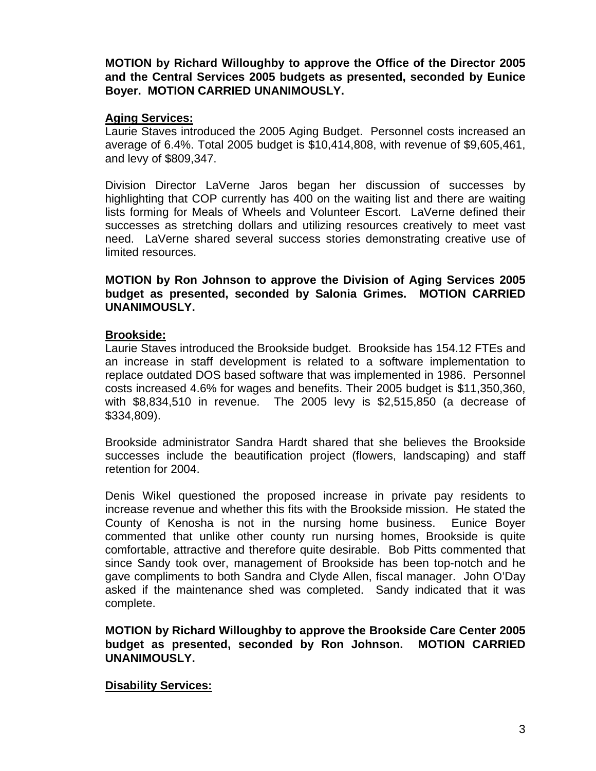**MOTION by Richard Willoughby to approve the Office of the Director 2005 and the Central Services 2005 budgets as presented, seconded by Eunice Boyer. MOTION CARRIED UNANIMOUSLY.**

**Aging Services:**

Laurie Staves introduced the 2005 Aging Budget. Personnel costs increased an average of 6.4%. Total 2005 budget is $10,414,808, with revenue of $9,605,461, and levy of $809,347.

Division Director LaVerne Jaros began her discussion of successes by highlighting that COP currently has 400 on the waiting list and there are waiting lists forming for Meals of Wheels and Volunteer Escort. LaVerne defined their successes as stretching dollars and utilizing resources creatively to meet vast need. LaVerne shared several success stories demonstrating creative use of limited resources.

**MOTION by Ron Johnson to approve the Division of Aging Services 2005 budget as presented, seconded by Salonia Grimes. MOTION CARRIED UNANIMOUSLY.**

**Brookside:**

Laurie Staves introduced the Brookside budget. Brookside has 154.12 FTEs and an increase in staff development is related to a software implementation to replace outdated DOS based software that was implemented in 1986. Personnel costs increased 4.6% for wages and benefits. Their 2005 budget is $11,350,360, with $8,834,510 in revenue. The 2005 levy is $2,515,850 (a decrease of $334,809).

Brookside administrator Sandra Hardt shared that she believes the Brookside successes include the beautification project (flowers, landscaping) and staff retention for 2004.

Denis Wikel questioned the proposed increase in private pay residents to increase revenue and whether this fits with the Brookside mission. He stated the County of Kenosha is not in the nursing home business. Eunice Boyer commented that unlike other county run nursing homes, Brookside is quite comfortable, attractive and therefore quite desirable. Bob Pitts commented that since Sandy took over, management of Brookside has been top-notch and he gave compliments to both Sandra and Clyde Allen, fiscal manager. John O'Day asked if the maintenance shed was completed. Sandy indicated that it was complete.

**MOTION by Richard Willoughby to approve the Brookside Care Center 2005 budget as presented, seconded by Ron Johnson. MOTION CARRIED UNANIMOUSLY.**

**Disability Services:**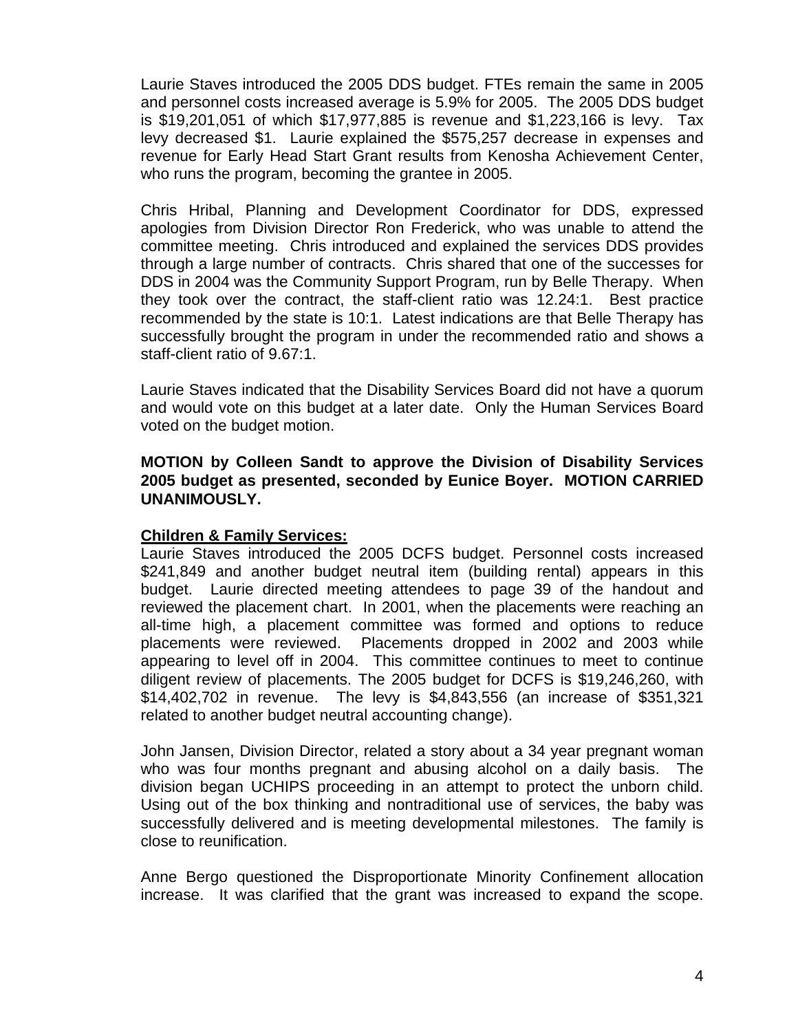Laurie Staves introduced the 2005 DDS budget. FTEs remain the same in 2005 and personnel costs increased average is 5.9% for 2005. The 2005 DDS budget is $19,201,051 of which $17,977,885 is revenue and $1,223,166 is levy. Tax levy decreased $1. Laurie explained the $575,257 decrease in expenses and revenue for Early Head Start Grant results from Kenosha Achievement Center, who runs the program, becoming the grantee in 2005.

Chris Hribal, Planning and Development Coordinator for DDS, expressed apologies from Division Director Ron Frederick, who was unable to attend the committee meeting. Chris introduced and explained the services DDS provides through a large number of contracts. Chris shared that one of the successes for DDS in 2004 was the Community Support Program, run by Belle Therapy. When they took over the contract, the staff-client ratio was 12.24:1. Best practice recommended by the state is 10:1. Latest indications are that Belle Therapy has successfully brought the program in under the recommended ratio and shows a staff-client ratio of 9.67:1.

Laurie Staves indicated that the Disability Services Board did not have a quorum and would vote on this budget at a later date. Only the Human Services Board voted on the budget motion.

**MOTION by Colleen Sandt to approve the Division of Disability Services 2005 budget as presented, seconded by Eunice Boyer. MOTION CARRIED UNANIMOUSLY.**

**Children & Family Services:**

Laurie Staves introduced the 2005 DCFS budget. Personnel costs increased $241,849 and another budget neutral item (building rental) appears in this budget. Laurie directed meeting attendees to page 39 of the handout and reviewed the placement chart. In 2001, when the placements were reaching an all-time high, a placement committee was formed and options to reduce placements were reviewed. Placements dropped in 2002 and 2003 while appearing to level off in 2004. This committee continues to meet to continue diligent review of placements. The 2005 budget for DCFS is $19,246,260, with $14,402,702 in revenue. The levy is $4,843,556 (an increase of $351,321 related to another budget neutral accounting change).

John Jansen, Division Director, related a story about a 34 year pregnant woman who was four months pregnant and abusing alcohol on a daily basis. The division began UCHIPS proceeding in an attempt to protect the unborn child. Using out of the box thinking and nontraditional use of services, the baby was successfully delivered and is meeting developmental milestones. The family is close to reunification.

Anne Bergo questioned the Disproportionate Minority Confinement allocation increase. It was clarified that the grant was increased to expand the scope.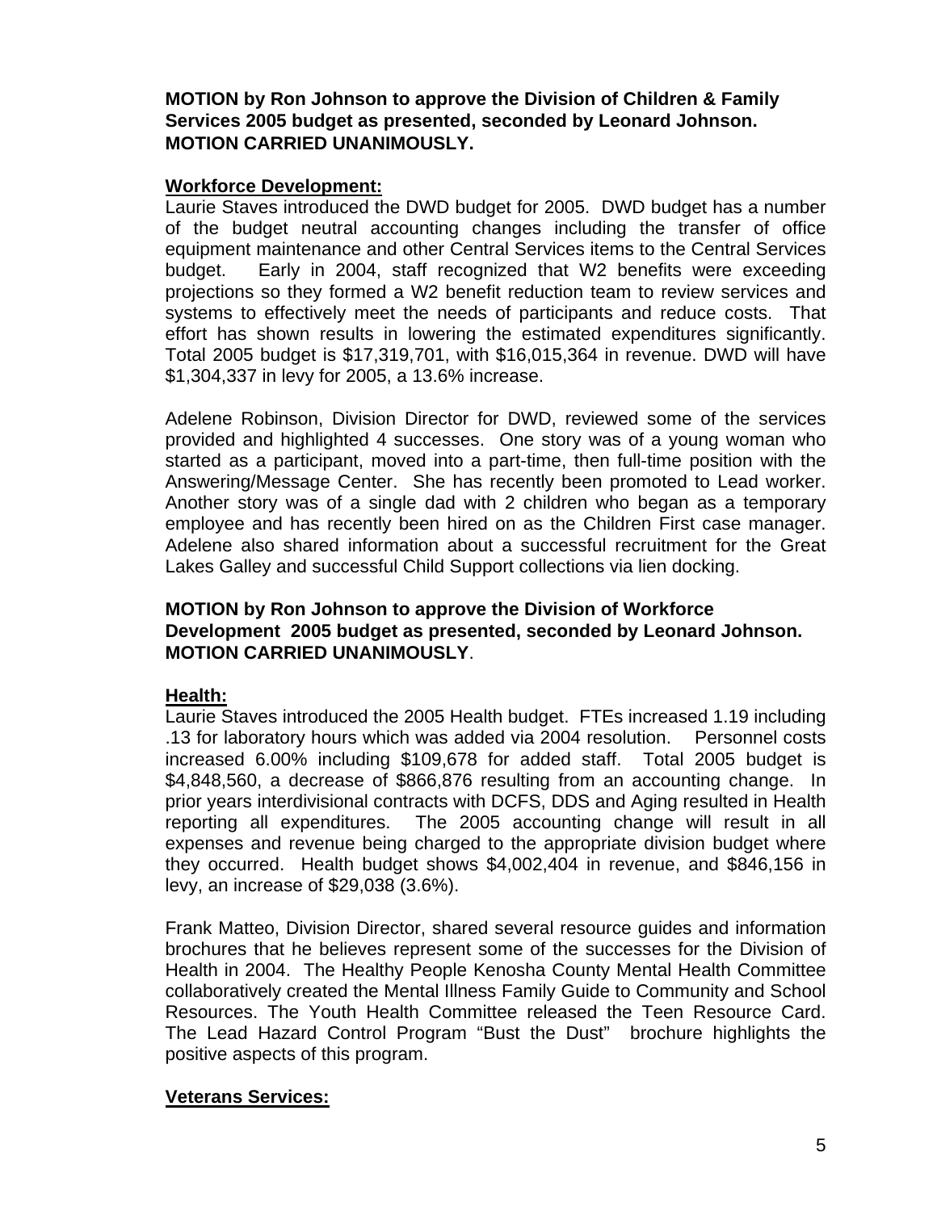**MOTION by Ron Johnson to approve the Division of Children & Family Services 2005 budget as presented, seconded by Leonard Johnson. MOTION CARRIED UNANIMOUSLY.**

**Workforce Development:**

Laurie Staves introduced the DWD budget for 2005. DWD budget has a number of the budget neutral accounting changes including the transfer of office equipment maintenance and other Central Services items to the Central Services budget. Early in 2004, staff recognized that W2 benefits were exceeding projections so they formed a W2 benefit reduction team to review services and systems to effectively meet the needs of participants and reduce costs. That effort has shown results in lowering the estimated expenditures significantly. Total 2005 budget is $17,319,701, with $16,015,364 in revenue. DWD will have $1,304,337 in levy for 2005, a 13.6% increase.

Adelene Robinson, Division Director for DWD, reviewed some of the services provided and highlighted 4 successes. One story was of a young woman who started as a participant, moved into a part-time, then full-time position with the Answering/Message Center. She has recently been promoted to Lead worker. Another story was of a single dad with 2 children who began as a temporary employee and has recently been hired on as the Children First case manager. Adelene also shared information about a successful recruitment for the Great Lakes Galley and successful Child Support collections via lien docking.

**MOTION by Ron Johnson to approve the Division of Workforce Development 2005 budget as presented, seconded by Leonard Johnson. MOTION CARRIED UNANIMOUSLY**.

**Health:**

Laurie Staves introduced the 2005 Health budget. FTEs increased 1.19 including .13 for laboratory hours which was added via 2004 resolution. Personnel costs increased 6.00% including $109,678 for added staff. Total 2005 budget is $4,848,560, a decrease of $866,876 resulting from an accounting change. In prior years interdivisional contracts with DCFS, DDS and Aging resulted in Health reporting all expenditures. The 2005 accounting change will result in all expenses and revenue being charged to the appropriate division budget where they occurred. Health budget shows $4,002,404 in revenue, and $846,156 in levy, an increase of $29,038 (3.6%).

Frank Matteo, Division Director, shared several resource guides and information brochures that he believes represent some of the successes for the Division of Health in 2004. The Healthy People Kenosha County Mental Health Committee collaboratively created the Mental Illness Family Guide to Community and School Resources. The Youth Health Committee released the Teen Resource Card. The Lead Hazard Control Program "Bust the Dust" brochure highlights the positive aspects of this program.

**Veterans Services:**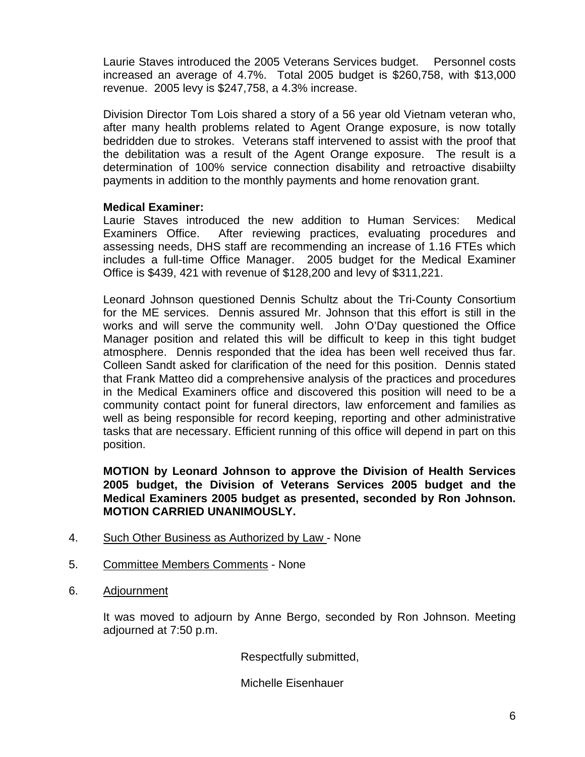Laurie Staves introduced the 2005 Veterans Services budget. Personnel costs increased an average of 4.7%. Total 2005 budget is $260,758, with $13,000 revenue. 2005 levy is $247,758, a 4.3% increase.

Division Director Tom Lois shared a story of a 56 year old Vietnam veteran who, after many health problems related to Agent Orange exposure, is now totally bedridden due to strokes. Veterans staff intervened to assist with the proof that the debilitation was a result of the Agent Orange exposure. The result is a determination of 100% service connection disability and retroactive disabiilty payments in addition to the monthly payments and home renovation grant.

**Medical Examiner:**

Laurie Staves introduced the new addition to Human Services: Medical Examiners Office. After reviewing practices, evaluating procedures and assessing needs, DHS staff are recommending an increase of 1.16 FTEs which includes a full-time Office Manager. 2005 budget for the Medical Examiner Office is $439, 421 with revenue of $128,200 and levy of $311,221.

Leonard Johnson questioned Dennis Schultz about the Tri-County Consortium for the ME services. Dennis assured Mr. Johnson that this effort is still in the works and will serve the community well. John O'Day questioned the Office Manager position and related this will be difficult to keep in this tight budget atmosphere. Dennis responded that the idea has been well received thus far. Colleen Sandt asked for clarification of the need for this position. Dennis stated that Frank Matteo did a comprehensive analysis of the practices and procedures in the Medical Examiners office and discovered this position will need to be a community contact point for funeral directors, law enforcement and families as well as being responsible for record keeping, reporting and other administrative tasks that are necessary. Efficient running of this office will depend in part on this position.

**MOTION by Leonard Johnson to approve the Division of Health Services 2005 budget, the Division of Veterans Services 2005 budget and the Medical Examiners 2005 budget as presented, seconded by Ron Johnson. MOTION CARRIED UNANIMOUSLY.**

4. Such Other Business as Authorized by Law - None

5. Committee Members Comments - None

6. Adjournment

   It was moved to adjourn by Anne Bergo, seconded by Ron Johnson. Meeting adjourned at 7:50 p.m.

Respectfully submitted,

Michelle Eisenhauer